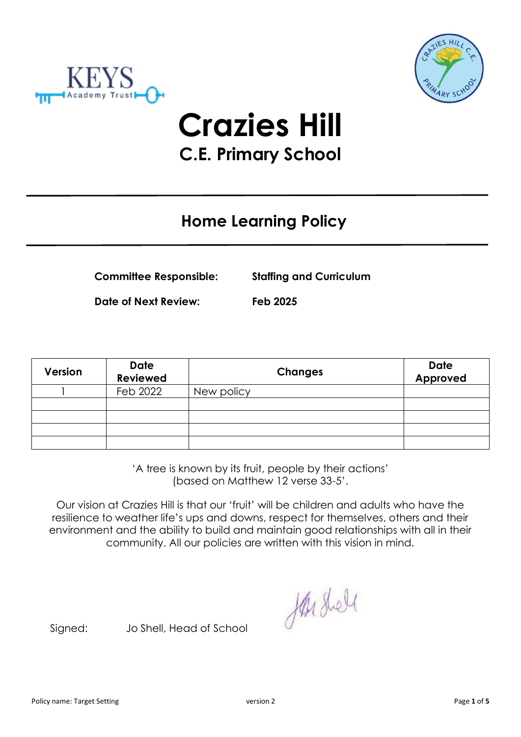# Crazies Hill

## C.E. Primary School

## Home Learning Policy

**Committee Responsible:** **Staffing and Curriculum**

**Date of Next Review:** **Feb 2025**

| Version | Date Reviewed | Changes | Date Approved |
|---|---|---|---|
| 1 | Feb 2022 | New policy | |
| | | | |
| | | | |
| | | | |
| | | | |

'A tree is known by its fruit, people by their actions'
(based on Matthew 12 verse 33-5'.

Our vision at Crazies Hill is that our 'fruit' will be children and adults who have the resilience to weather life's ups and downs, respect for themselves, others and their environment and the ability to build and maintain good relationships with all in their community. All our policies are written with this vision in mind.

Signed: Jo Shell, Head of School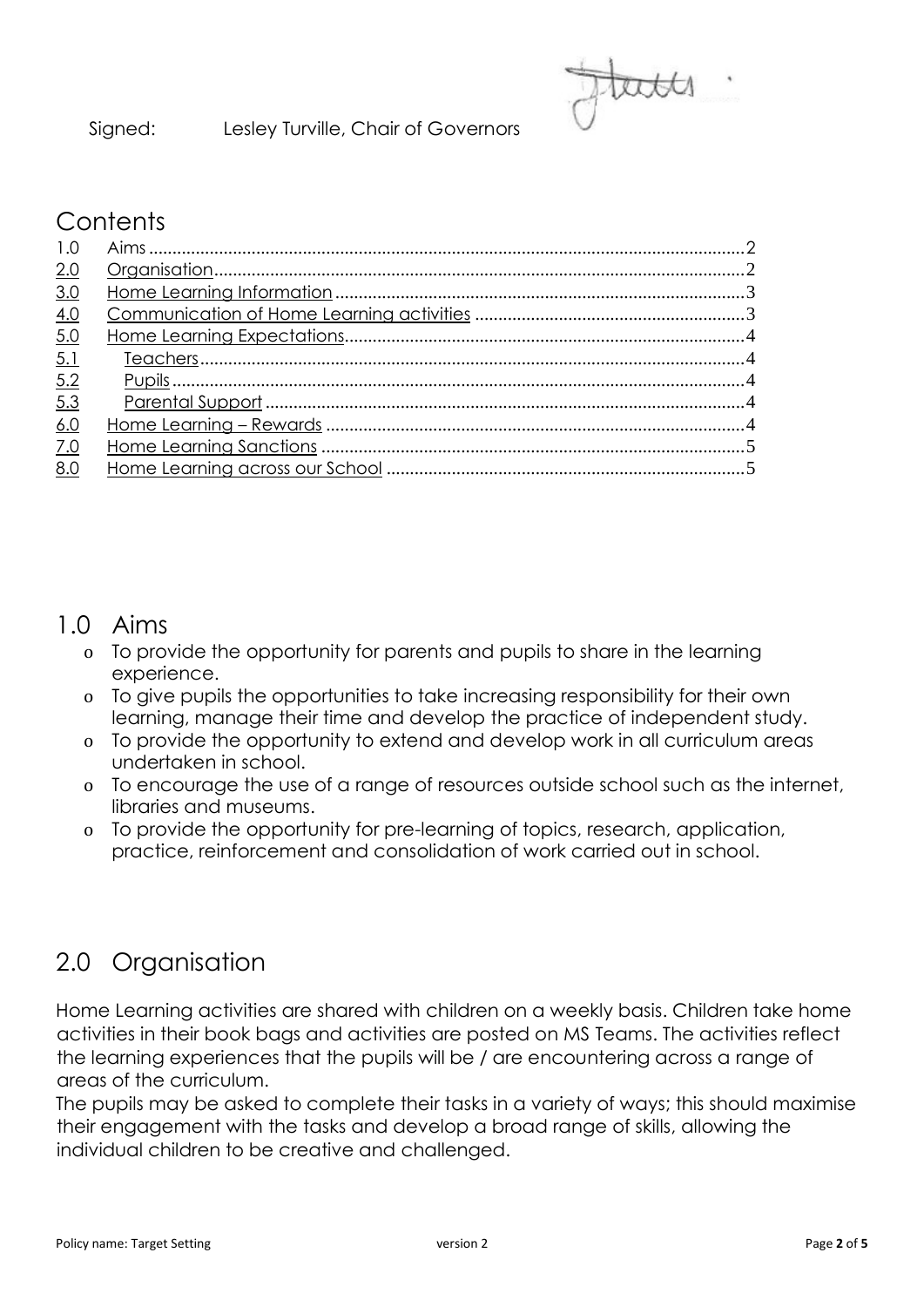Signed: Lesley Turville, Chair of Governors

## Contents

1.0 Aims ........ 2
2.0 Organisation ........ 2
3.0 Home Learning Information ........ 3
4.0 Communication of Home Learning activities ........ 3
5.0 Home Learning Expectations ........ 4
5.1 Teachers ........ 4
5.2 Pupils ........ 4
5.3 Parental Support ........ 4
6.0 Home Learning – Rewards ........ 4
7.0 Home Learning Sanctions ........ 5
8.0 Home Learning across our School ........ 5

## 1.0 Aims

- To provide the opportunity for parents and pupils to share in the learning experience.
- To give pupils the opportunities to take increasing responsibility for their own learning, manage their time and develop the practice of independent study.
- To provide the opportunity to extend and develop work in all curriculum areas undertaken in school.
- To encourage the use of a range of resources outside school such as the internet, libraries and museums.
- To provide the opportunity for pre-learning of topics, research, application, practice, reinforcement and consolidation of work carried out in school.

## 2.0 Organisation

Home Learning activities are shared with children on a weekly basis. Children take home activities in their book bags and activities are posted on MS Teams. The activities reflect the learning experiences that the pupils will be / are encountering across a range of areas of the curriculum.

The pupils may be asked to complete their tasks in a variety of ways; this should maximise their engagement with the tasks and develop a broad range of skills, allowing the individual children to be creative and challenged.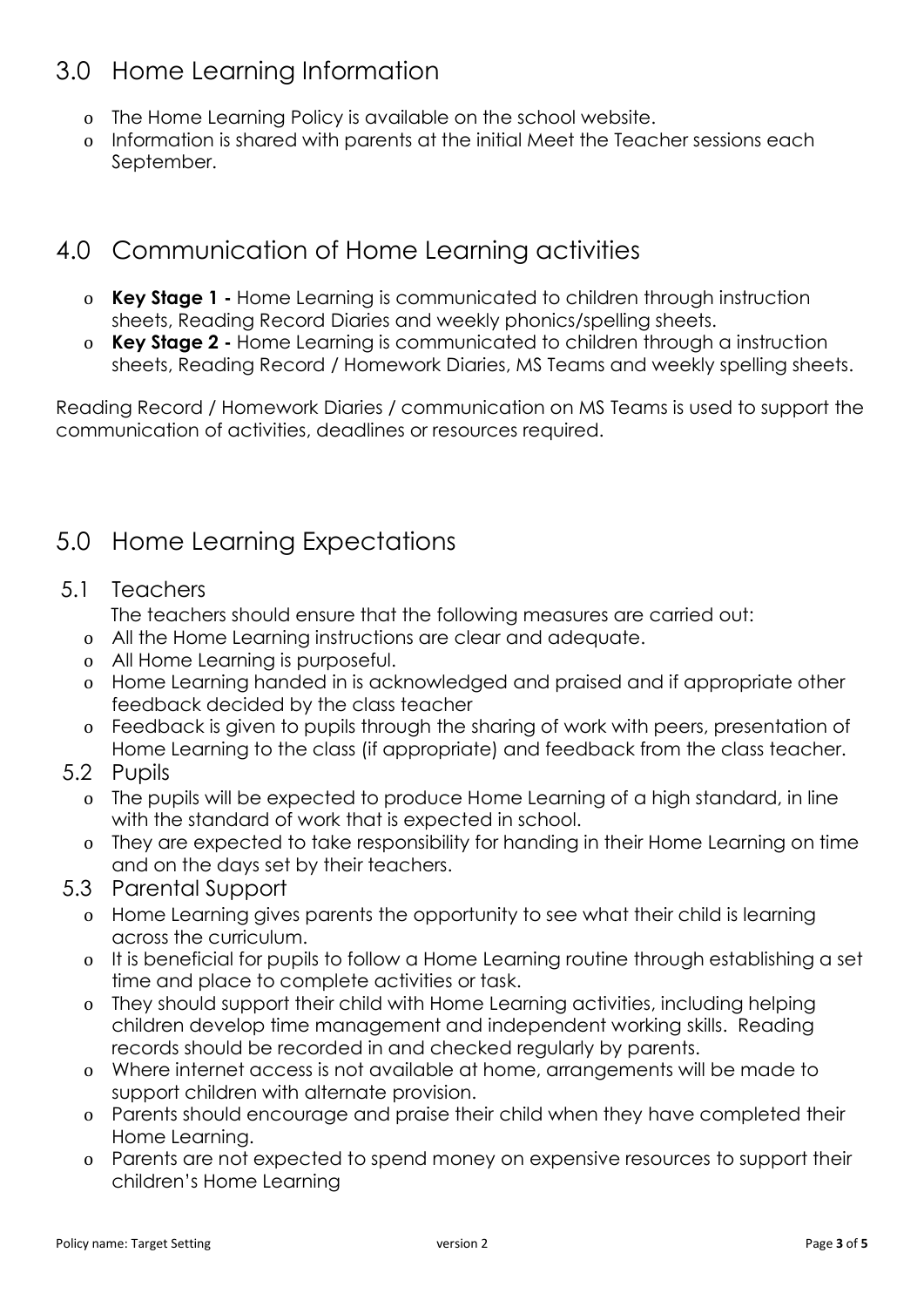## 3.0 Home Learning Information

- The Home Learning Policy is available on the school website.
- Information is shared with parents at the initial Meet the Teacher sessions each September.

## 4.0 Communication of Home Learning activities

- **Key Stage 1 -** Home Learning is communicated to children through instruction sheets, Reading Record Diaries and weekly phonics/spelling sheets.
- **Key Stage 2 -** Home Learning is communicated to children through a instruction sheets, Reading Record / Homework Diaries, MS Teams and weekly spelling sheets.

Reading Record / Homework Diaries / communication on MS Teams is used to support the communication of activities, deadlines or resources required.

## 5.0 Home Learning Expectations

### 5.1 Teachers

The teachers should ensure that the following measures are carried out:

- All the Home Learning instructions are clear and adequate.
- All Home Learning is purposeful.
- Home Learning handed in is acknowledged and praised and if appropriate other feedback decided by the class teacher
- Feedback is given to pupils through the sharing of work with peers, presentation of Home Learning to the class (if appropriate) and feedback from the class teacher.

### 5.2 Pupils

- The pupils will be expected to produce Home Learning of a high standard, in line with the standard of work that is expected in school.
- They are expected to take responsibility for handing in their Home Learning on time and on the days set by their teachers.

### 5.3 Parental Support

- Home Learning gives parents the opportunity to see what their child is learning across the curriculum.
- It is beneficial for pupils to follow a Home Learning routine through establishing a set time and place to complete activities or task.
- They should support their child with Home Learning activities, including helping children develop time management and independent working skills. Reading records should be recorded in and checked regularly by parents.
- Where internet access is not available at home, arrangements will be made to support children with alternate provision.
- Parents should encourage and praise their child when they have completed their Home Learning.
- Parents are not expected to spend money on expensive resources to support their children's Home Learning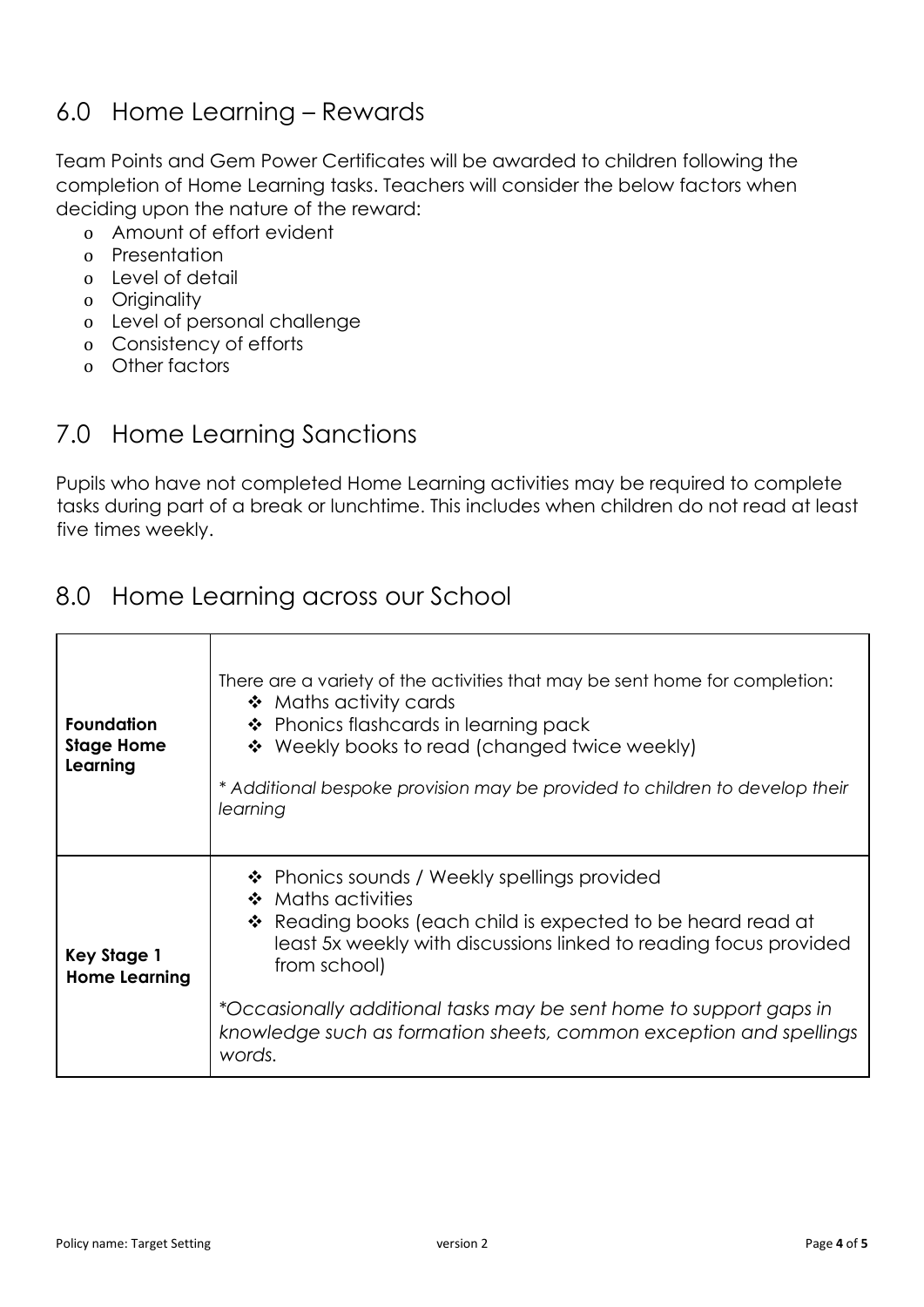## 6.0 Home Learning – Rewards

Team Points and Gem Power Certificates will be awarded to children following the completion of Home Learning tasks. Teachers will consider the below factors when deciding upon the nature of the reward:

- Amount of effort evident
- Presentation
- Level of detail
- Originality
- Level of personal challenge
- Consistency of efforts
- Other factors

## 7.0 Home Learning Sanctions

Pupils who have not completed Home Learning activities may be required to complete tasks during part of a break or lunchtime. This includes when children do not read at least five times weekly.

## 8.0 Home Learning across our School

| | |
|---|---|
| **Foundation Stage Home Learning** | There are a variety of the activities that may be sent home for completion:<br>❖ Maths activity cards<br>❖ Phonics flashcards in learning pack<br>❖ Weekly books to read (changed twice weekly)<br><br>*\* Additional bespoke provision may be provided to children to develop their learning* |
| **Key Stage 1 Home Learning** | ❖ Phonics sounds / Weekly spellings provided<br>❖ Maths activities<br>❖ Reading books (each child is expected to be heard read at least 5x weekly with discussions linked to reading focus provided from school)<br><br>*\*Occasionally additional tasks may be sent home to support gaps in knowledge such as formation sheets, common exception and spellings words.* |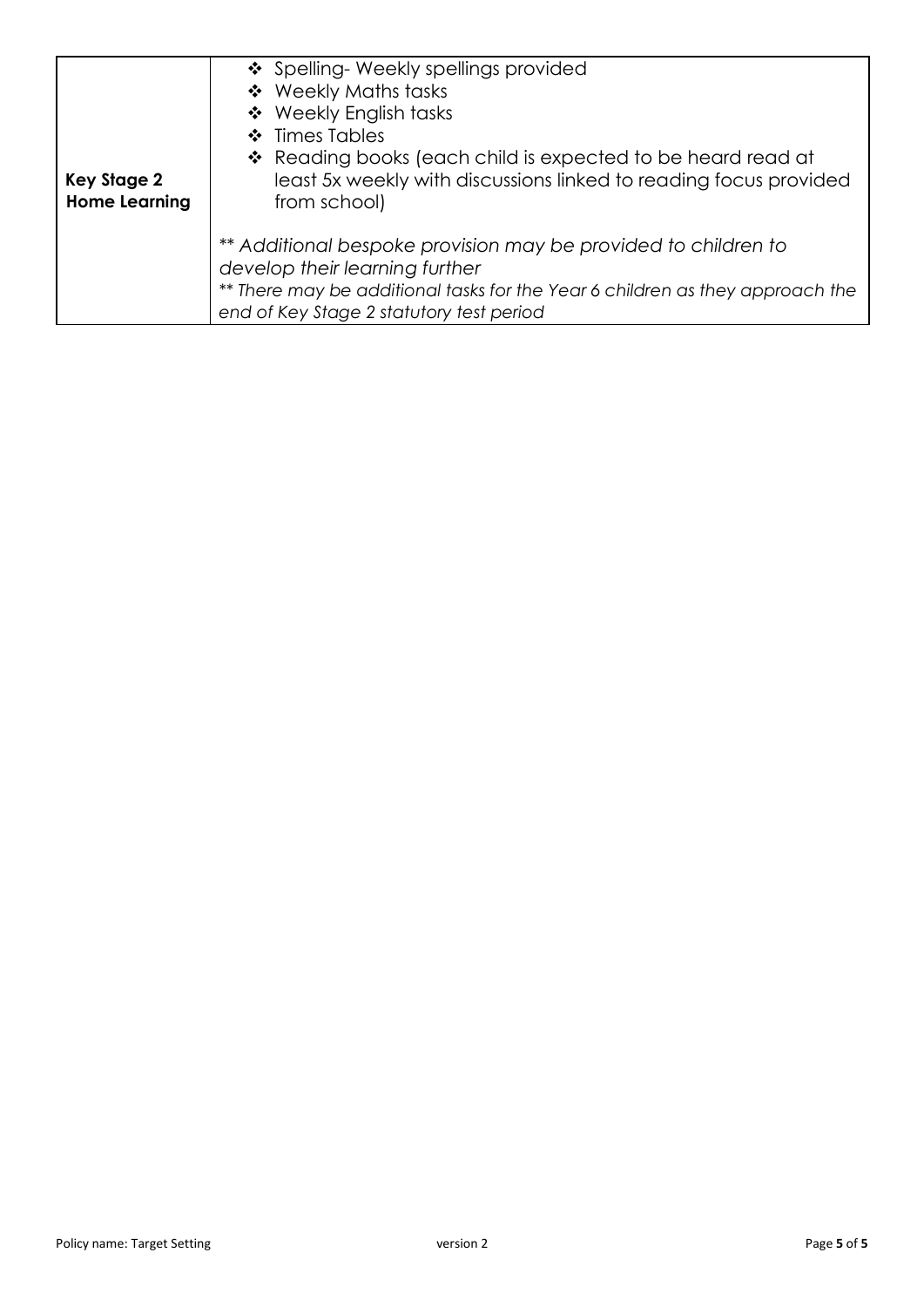| | |
|---|---|
| **Key Stage 2 Home Learning** | ❖ Spelling- Weekly spellings provided<br>❖ Weekly Maths tasks<br>❖ Weekly English tasks<br>❖ Times Tables<br>❖ Reading books (each child is expected to be heard read at least 5x weekly with discussions linked to reading focus provided from school)<br><br>*** Additional bespoke provision may be provided to children to develop their learning further*<br>*** There may be additional tasks for the Year 6 children as they approach the end of Key Stage 2 statutory test period* |